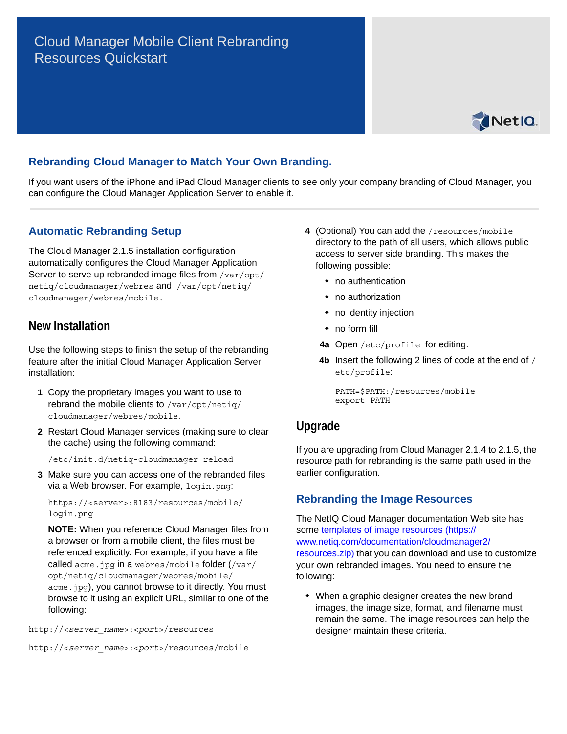# Cloud Manager Mobile Client Rebranding Resources Quickstart

## Rebranding Cloud Manager to Match Your Own Branding.

If you want users of the iPhone and iPad Cloud Manager clients to see only your company branding of Cloud Manager, you can configure the Cloud Manager Application Server to enable it.

## Automatic Rebranding Setup

The Cloud Manager 2.1.5 installation configuration automatically configures the Cloud Manager Application Server to serve up rebranded image files from `/var/opt/netiq/cloudmanager/webres` and `/var/opt/netiq/cloudmanager/webres/mobile`.

### New Installation

Use the following steps to finish the setup of the rebranding feature after the initial Cloud Manager Application Server installation:

1. Copy the proprietary images you want to use to rebrand the mobile clients to `/var/opt/netiq/cloudmanager/webres/mobile`.
2. Restart Cloud Manager services (making sure to clear the cache) using the following command:

   ```
   /etc/init.d/netiq-cloudmanager reload
   ```

3. Make sure you can access one of the rebranded files via a Web browser. For example, `login.png`:

   ```
   https://<server>:8183/resources/mobile/login.png
   ```

   **NOTE:** When you reference Cloud Manager files from a browser or from a mobile client, the files must be referenced explicitly. For example, if you have a file called `acme.jpg` in a `webres/mobile` folder (`/var/opt/netiq/cloudmanager/webres/mobile/acme.jpg`), you cannot browse to it directly. You must browse to it using an explicit URL, similar to one of the following:

```
http://<server_name>:<port>/resources
```

```
http://<server_name>:<port>/resources/mobile
```

4. (Optional) You can add the `/resources/mobile` directory to the path of all users, which allows public access to server side branding. This makes the following possible:
   - no authentication
   - no authorization
   - no identity injection
   - no form fill

   **4a** Open `/etc/profile` for editing.

   **4b** Insert the following 2 lines of code at the end of `/etc/profile`:

   ```
   PATH=$PATH:/resources/mobile
   export PATH
   ```

### Upgrade

If you are upgrading from Cloud Manager 2.1.4 to 2.1.5, the resource path for rebranding is the same path used in the earlier configuration.

## Rebranding the Image Resources

The NetIQ Cloud Manager documentation Web site has some templates of image resources (https://www.netiq.com/documentation/cloudmanager2/resources.zip) that you can download and use to customize your own rebranded images. You need to ensure the following:

- When a graphic designer creates the new brand images, the image size, format, and filename must remain the same. The image resources can help the designer maintain these criteria.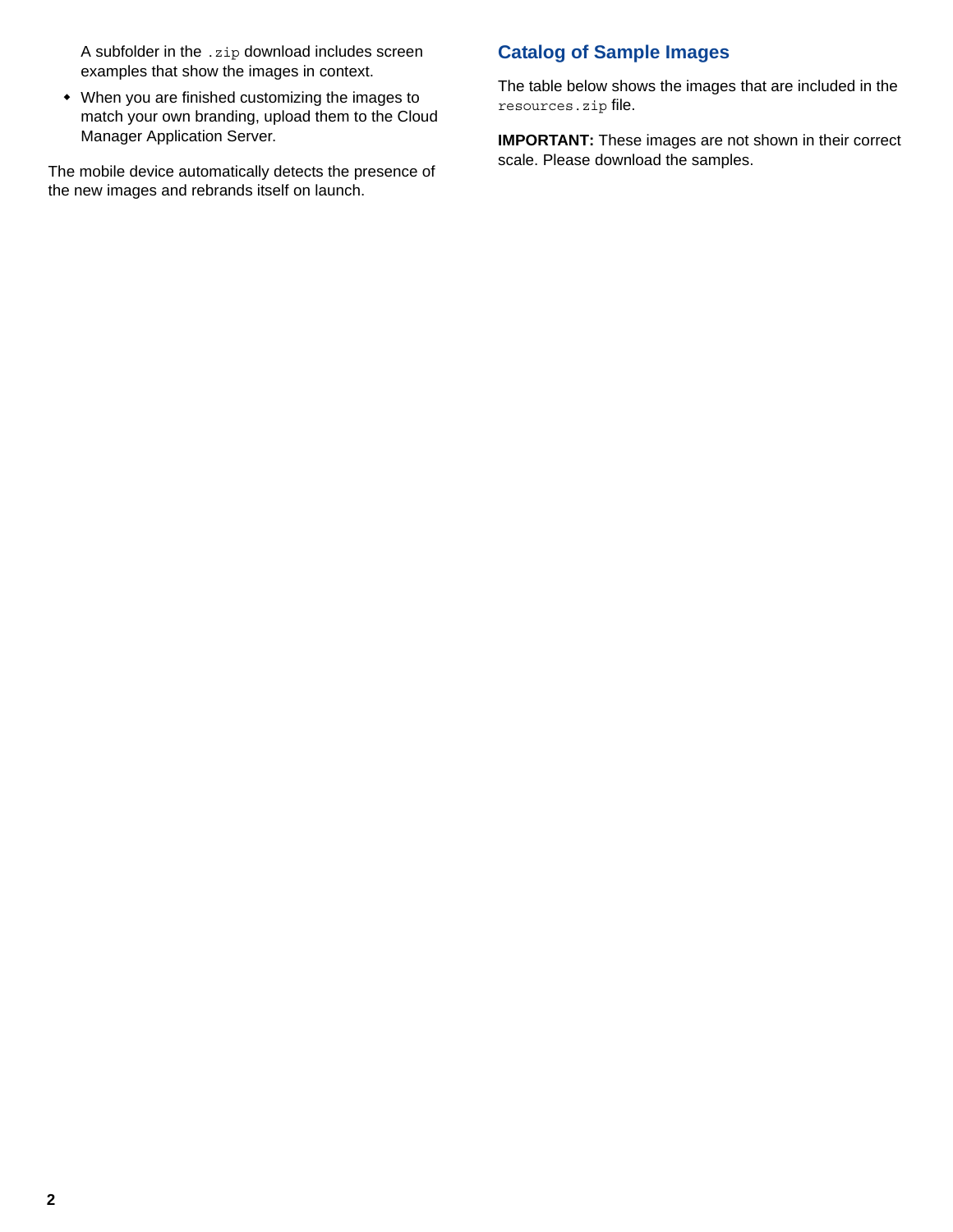A subfolder in the `.zip` download includes screen examples that show the images in context.

- When you are finished customizing the images to match your own branding, upload them to the Cloud Manager Application Server.

The mobile device automatically detects the presence of the new images and rebrands itself on launch.

## Catalog of Sample Images

The table below shows the images that are included in the `resources.zip` file.

**IMPORTANT:** These images are not shown in their correct scale. Please download the samples.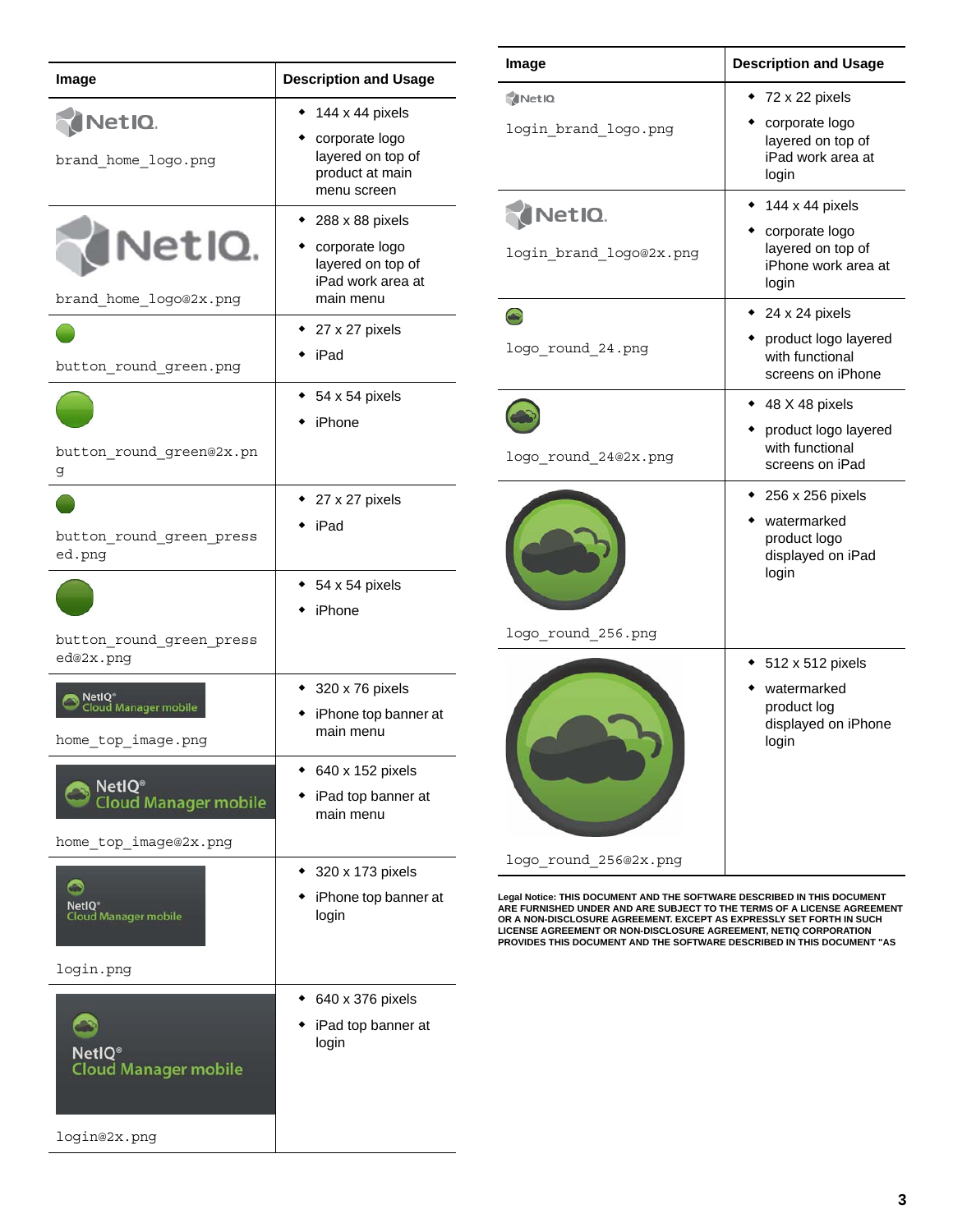| Image | Description and Usage |
|---|---|
| brand_home_logo.png | • 144 x 44 pixels<br>• corporate logo layered on top of product at main menu screen |
| brand_home_logo@2x.png | • 288 x 88 pixels<br>• corporate logo layered on top of iPad work area at main menu |
| button_round_green.png | • 27 x 27 pixels<br>• iPad |
| button_round_green@2x.png | • 54 x 54 pixels<br>• iPhone |
| button_round_green_pressed.png | • 27 x 27 pixels<br>• iPad |
| button_round_green_pressed@2x.png | • 54 x 54 pixels<br>• iPhone |
| home_top_image.png | • 320 x 76 pixels<br>• iPhone top banner at main menu |
| home_top_image@2x.png | • 640 x 152 pixels<br>• iPad top banner at main menu |
| login.png | • 320 x 173 pixels<br>• iPhone top banner at login |
| login@2x.png | • 640 x 376 pixels<br>• iPad top banner at login |

| Image | Description and Usage |
|---|---|
| login_brand_logo.png | • 72 x 22 pixels<br>• corporate logo layered on top of iPad work area at login |
| login_brand_logo@2x.png | • 144 x 44 pixels<br>• corporate logo layered on top of iPhone work area at login |
| logo_round_24.png | • 24 x 24 pixels<br>• product logo layered with functional screens on iPhone |
| logo_round_24@2x.png | • 48 X 48 pixels<br>• product logo layered with functional screens on iPad |
| logo_round_256.png | • 256 x 256 pixels<br>• watermarked product logo displayed on iPad login |
| logo_round_256@2x.png | • 512 x 512 pixels<br>• watermarked product log displayed on iPhone login |

**Legal Notice:** THIS DOCUMENT AND THE SOFTWARE DESCRIBED IN THIS DOCUMENT ARE FURNISHED UNDER AND ARE SUBJECT TO THE TERMS OF A LICENSE AGREEMENT OR A NON-DISCLOSURE AGREEMENT. EXCEPT AS EXPRESSLY SET FORTH IN SUCH LICENSE AGREEMENT OR NON-DISCLOSURE AGREEMENT, NETIQ CORPORATION PROVIDES THIS DOCUMENT AND THE SOFTWARE DESCRIBED IN THIS DOCUMENT "AS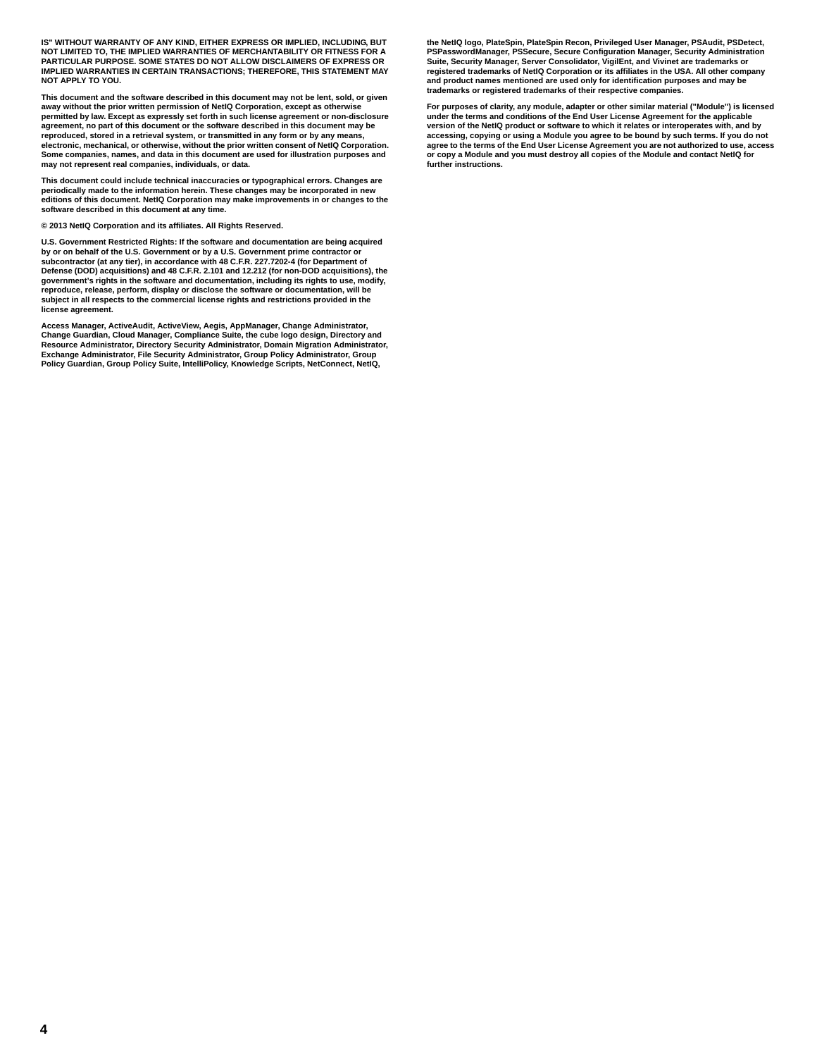**IS" WITHOUT WARRANTY OF ANY KIND, EITHER EXPRESS OR IMPLIED, INCLUDING, BUT NOT LIMITED TO, THE IMPLIED WARRANTIES OF MERCHANTABILITY OR FITNESS FOR A PARTICULAR PURPOSE. SOME STATES DO NOT ALLOW DISCLAIMERS OF EXPRESS OR IMPLIED WARRANTIES IN CERTAIN TRANSACTIONS; THEREFORE, THIS STATEMENT MAY NOT APPLY TO YOU.**

**This document and the software described in this document may not be lent, sold, or given away without the prior written permission of NetIQ Corporation, except as otherwise permitted by law. Except as expressly set forth in such license agreement or non-disclosure agreement, no part of this document or the software described in this document may be reproduced, stored in a retrieval system, or transmitted in any form or by any means, electronic, mechanical, or otherwise, without the prior written consent of NetIQ Corporation. Some companies, names, and data in this document are used for illustration purposes and may not represent real companies, individuals, or data.**

**This document could include technical inaccuracies or typographical errors. Changes are periodically made to the information herein. These changes may be incorporated in new editions of this document. NetIQ Corporation may make improvements in or changes to the software described in this document at any time.**

**© 2013 NetIQ Corporation and its affiliates. All Rights Reserved.**

**U.S. Government Restricted Rights: If the software and documentation are being acquired by or on behalf of the U.S. Government or by a U.S. Government prime contractor or subcontractor (at any tier), in accordance with 48 C.F.R. 227.7202-4 (for Department of Defense (DOD) acquisitions) and 48 C.F.R. 2.101 and 12.212 (for non-DOD acquisitions), the government's rights in the software and documentation, including its rights to use, modify, reproduce, release, perform, display or disclose the software or documentation, will be subject in all respects to the commercial license rights and restrictions provided in the license agreement.**

**Access Manager, ActiveAudit, ActiveView, Aegis, AppManager, Change Administrator, Change Guardian, Cloud Manager, Compliance Suite, the cube logo design, Directory and Resource Administrator, Directory Security Administrator, Domain Migration Administrator, Exchange Administrator, File Security Administrator, Group Policy Administrator, Group Policy Guardian, Group Policy Suite, IntelliPolicy, Knowledge Scripts, NetConnect, NetIQ, the NetIQ logo, PlateSpin, PlateSpin Recon, Privileged User Manager, PSAudit, PSDetect, PSPasswordManager, PSSecure, Secure Configuration Manager, Security Administration Suite, Security Manager, Server Consolidator, VigilEnt, and Vivinet are trademarks or registered trademarks of NetIQ Corporation or its affiliates in the USA. All other company and product names mentioned are used only for identification purposes and may be trademarks or registered trademarks of their respective companies.**

**For purposes of clarity, any module, adapter or other similar material ("Module") is licensed under the terms and conditions of the End User License Agreement for the applicable version of the NetIQ product or software to which it relates or interoperates with, and by accessing, copying or using a Module you agree to be bound by such terms. If you do not agree to the terms of the End User License Agreement you are not authorized to use, access or copy a Module and you must destroy all copies of the Module and contact NetIQ for further instructions.**